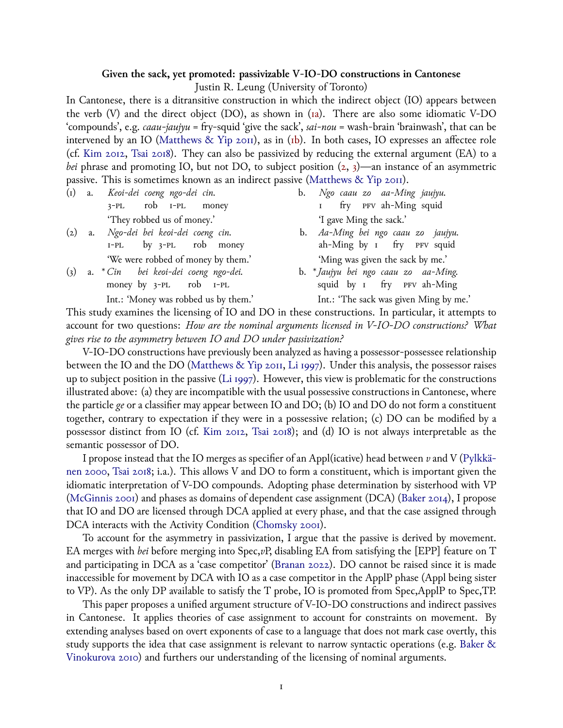**Given the sack, yet promoted: passivizable V-IO-DO constructions in Cantonese**

Justin R. Leung (University of Toronto)

In Cantonese, there is a ditransitive construction in which the indirect object (IO) appears between the verb (V) and the direct object (DO), as shown in (1a). There are also some idiomatic V-DO 'compounds', e.g. *caau-jaujyu* = fry-squid 'give the sack', *sai-nou* = wash-brain 'brainwash', that can be intervened by an IO (Matthews & Yip 2011), as in (1b). In both cases, IO expresses an affectee role (cf. Kim 2012, Tsai 2018). They can also be passivized by reducing the external argument (EA) to a *bei* phrase and promoting IO, but not DO, to subject position (2, 3)—an instance of an asymmetric passive. This is sometimes known as an indirect passive (Matthews & Yip 2011).

(1) a. *Keoi-dei coeng ngo-dei cin.*
 3-PL rob 1-PL money
 'They robbed us of money.'

 b. *Ngo caau zo aa-Ming jaujyu.*
 1 fry PFV ah-Ming squid
 'I gave Ming the sack.'

(2) a. *Ngo-dei bei keoi-dei coeng cin.*
 1-PL by 3-PL rob money
 'We were robbed of money by them.'

 b. *Aa-Ming bei ngo caau zo jaujyu.*
 ah-Ming by 1 fry PFV squid
 'Ming was given the sack by me.'

(3) a. \**Cin bei keoi-dei coeng ngo-dei.*
 money by 3-PL rob 1-PL
 Int.: 'Money was robbed us by them.'

 b. \**Jaujyu bei ngo caau zo aa-Ming.*
 squid by 1 fry PFV ah-Ming
 Int.: 'The sack was given Ming by me.'

This study examines the licensing of IO and DO in these constructions. In particular, it attempts to account for two questions: *How are the nominal arguments licensed in V-IO-DO constructions? What gives rise to the asymmetry between IO and DO under passivization?*

V-IO-DO constructions have previously been analyzed as having a possessor-possessee relationship between the IO and the DO (Matthews & Yip 2011, Li 1997). Under this analysis, the possessor raises up to subject position in the passive (Li 1997). However, this view is problematic for the constructions illustrated above: (a) they are incompatible with the usual possessive constructions in Cantonese, where the particle *ge* or a classifier may appear between IO and DO; (b) IO and DO do not form a constituent together, contrary to expectation if they were in a possessive relation; (c) DO can be modified by a possessor distinct from IO (cf. Kim 2012, Tsai 2018); and (d) IO is not always interpretable as the semantic possessor of DO.

I propose instead that the IO merges as specifier of an Appl(icative) head between *v* and V (Pylkkänen 2000, Tsai 2018; i.a.). This allows V and DO to form a constituent, which is important given the idiomatic interpretation of V-DO compounds. Adopting phase determination by sisterhood with VP (McGinnis 2001) and phases as domains of dependent case assignment (DCA) (Baker 2014), I propose that IO and DO are licensed through DCA applied at every phase, and that the case assigned through DCA interacts with the Activity Condition (Chomsky 2001).

To account for the asymmetry in passivization, I argue that the passive is derived by movement. EA merges with *bei* before merging into Spec,*v*P, disabling EA from satisfying the [EPP] feature on T and participating in DCA as a 'case competitor' (Branan 2022). DO cannot be raised since it is made inaccessible for movement by DCA with IO as a case competitor in the ApplP phase (Appl being sister to VP). As the only DP available to satisfy the T probe, IO is promoted from Spec,ApplP to Spec,TP.

This paper proposes a unified argument structure of V-IO-DO constructions and indirect passives in Cantonese. It applies theories of case assignment to account for constraints on movement. By extending analyses based on overt exponents of case to a language that does not mark case overtly, this study supports the idea that case assignment is relevant to narrow syntactic operations (e.g. Baker & Vinokurova 2010) and furthers our understanding of the licensing of nominal arguments.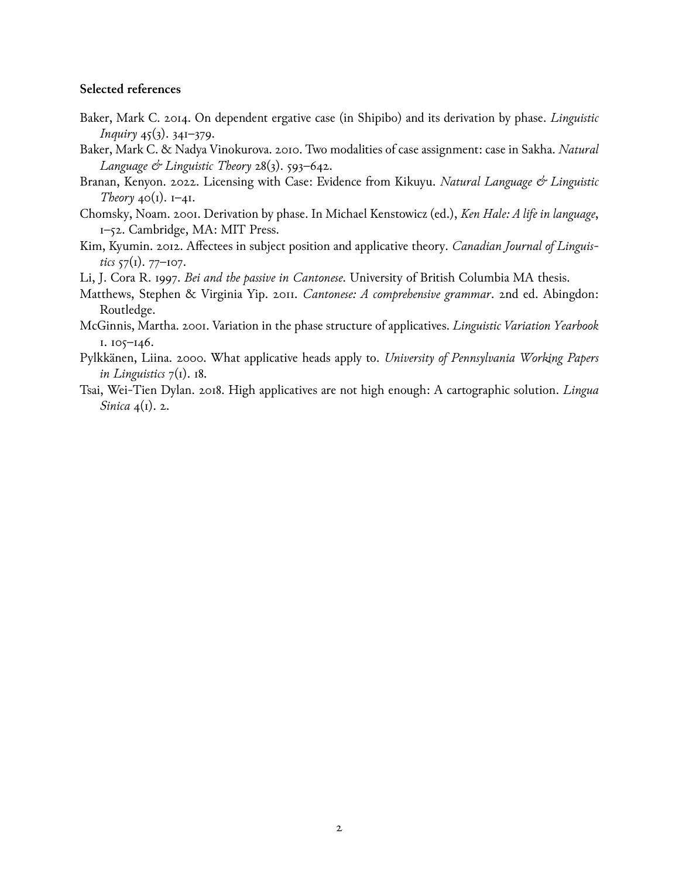**Selected references**

Baker, Mark C. 2014. On dependent ergative case (in Shipibo) and its derivation by phase. *Linguistic Inquiry* 45(3). 341–379.

Baker, Mark C. & Nadya Vinokurova. 2010. Two modalities of case assignment: case in Sakha. *Natural Language & Linguistic Theory* 28(3). 593–642.

Branan, Kenyon. 2022. Licensing with Case: Evidence from Kikuyu. *Natural Language & Linguistic Theory* 40(1). 1–41.

Chomsky, Noam. 2001. Derivation by phase. In Michael Kenstowicz (ed.), *Ken Hale: A life in language*, 1–52. Cambridge, MA: MIT Press.

Kim, Kyumin. 2012. Affectees in subject position and applicative theory. *Canadian Journal of Linguistics* 57(1). 77–107.

Li, J. Cora R. 1997. *Bei and the passive in Cantonese*. University of British Columbia MA thesis.

Matthews, Stephen & Virginia Yip. 2011. *Cantonese: A comprehensive grammar*. 2nd ed. Abingdon: Routledge.

McGinnis, Martha. 2001. Variation in the phase structure of applicatives. *Linguistic Variation Yearbook* 1. 105–146.

Pylkkänen, Liina. 2000. What applicative heads apply to. *University of Pennsylvania Working Papers in Linguistics* 7(1). 18.

Tsai, Wei-Tien Dylan. 2018. High applicatives are not high enough: A cartographic solution. *Lingua Sinica* 4(1). 2.